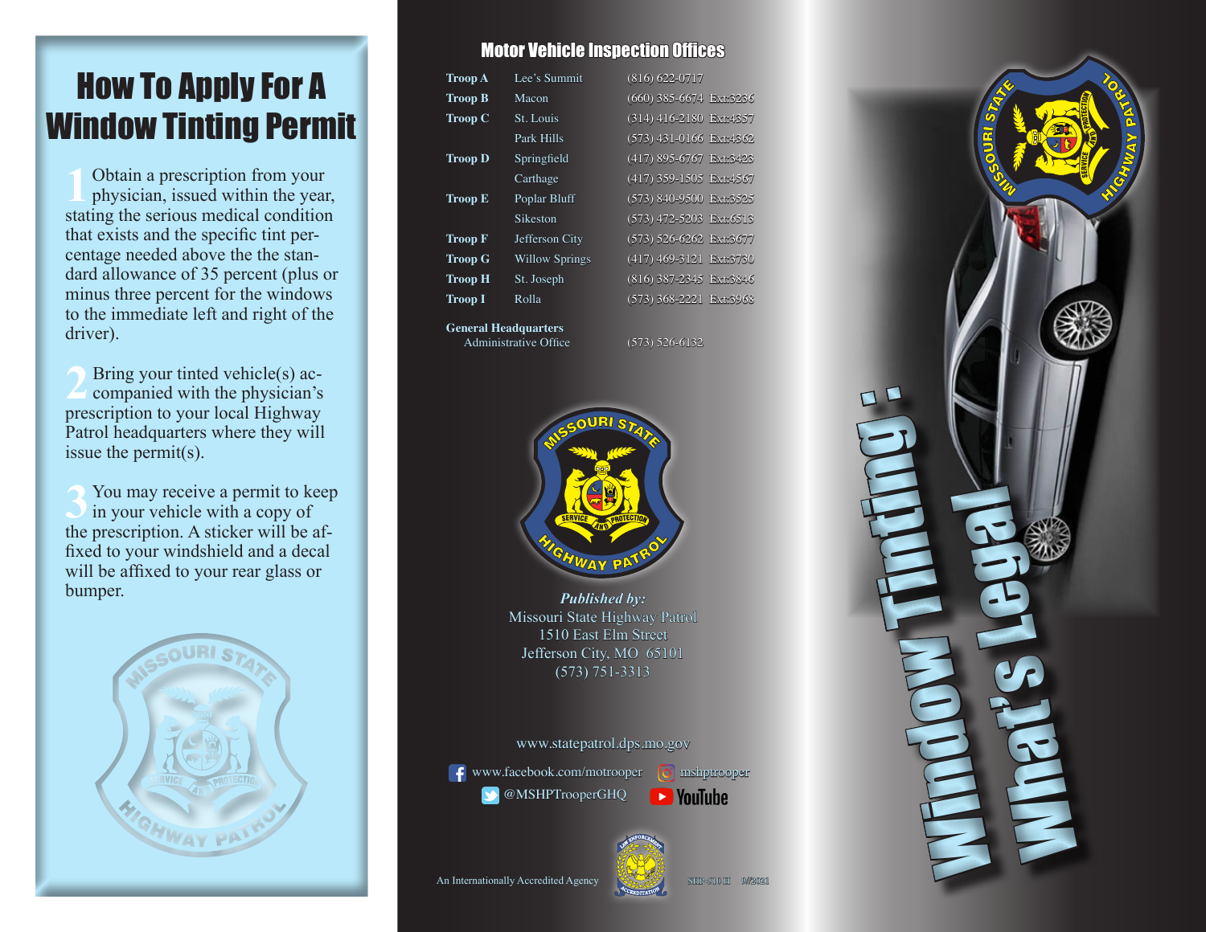# How To Apply For A Window Tinting Permit

**1** Obtain a prescription from your physician, issued within the year, stating the serious medical condition that exists and the specific tint percentage needed above the the standard allowance of 35 percent (plus or minus three percent for the windows to the immediate left and right of the driver).

**2** Bring your tinted vehicle(s) accompanied with the physician's prescription to your local Highway Patrol headquarters where they will issue the permit(s).

**3** You may receive a permit to keep in your vehicle with a copy of the prescription. A sticker will be affixed to your windshield and a decal will be affixed to your rear glass or bumper.

## Motor Vehicle Inspection Offices

| | | |
|---|---|---|
| **Troop A** | Lee's Summit | (816) 622-0717 |
| **Troop B** | Macon | (660) 385-6674 Ext:3236 |
| **Troop C** | St. Louis | (314) 416-2180 Ext:4357 |
| | Park Hills | (573) 431-0166 Ext:4362 |
| **Troop D** | Springfield | (417) 895-6767 Ext:3423 |
| | Carthage | (417) 359-1505 Ext:4567 |
| **Troop E** | Poplar Bluff | (573) 840-9500 Ext:3525 |
| | Sikeston | (573) 472-5203 Ext:6513 |
| **Troop F** | Jefferson City | (573) 526-6262 Ext:3677 |
| **Troop G** | Willow Springs | (417) 469-3121 Ext:3730 |
| **Troop H** | St. Joseph | (816) 387-2345 Ext:3846 |
| **Troop I** | Rolla | (573) 368-2221 Ext:3968 |

**General Headquarters**
Administrative Office (573) 526-6132

***Published by:***
Missouri State Highway Patrol
1510 East Elm Street
Jefferson City, MO 65101
(573) 751-3313

www.statepatrol.dps.mo.gov

www.facebook.com/motrooper
mshptrooper
@MSHPTrooperGHQ
YouTube

An Internationally Accredited Agency

SHP-510 H 9/2021

# Window Tinting: What's Legal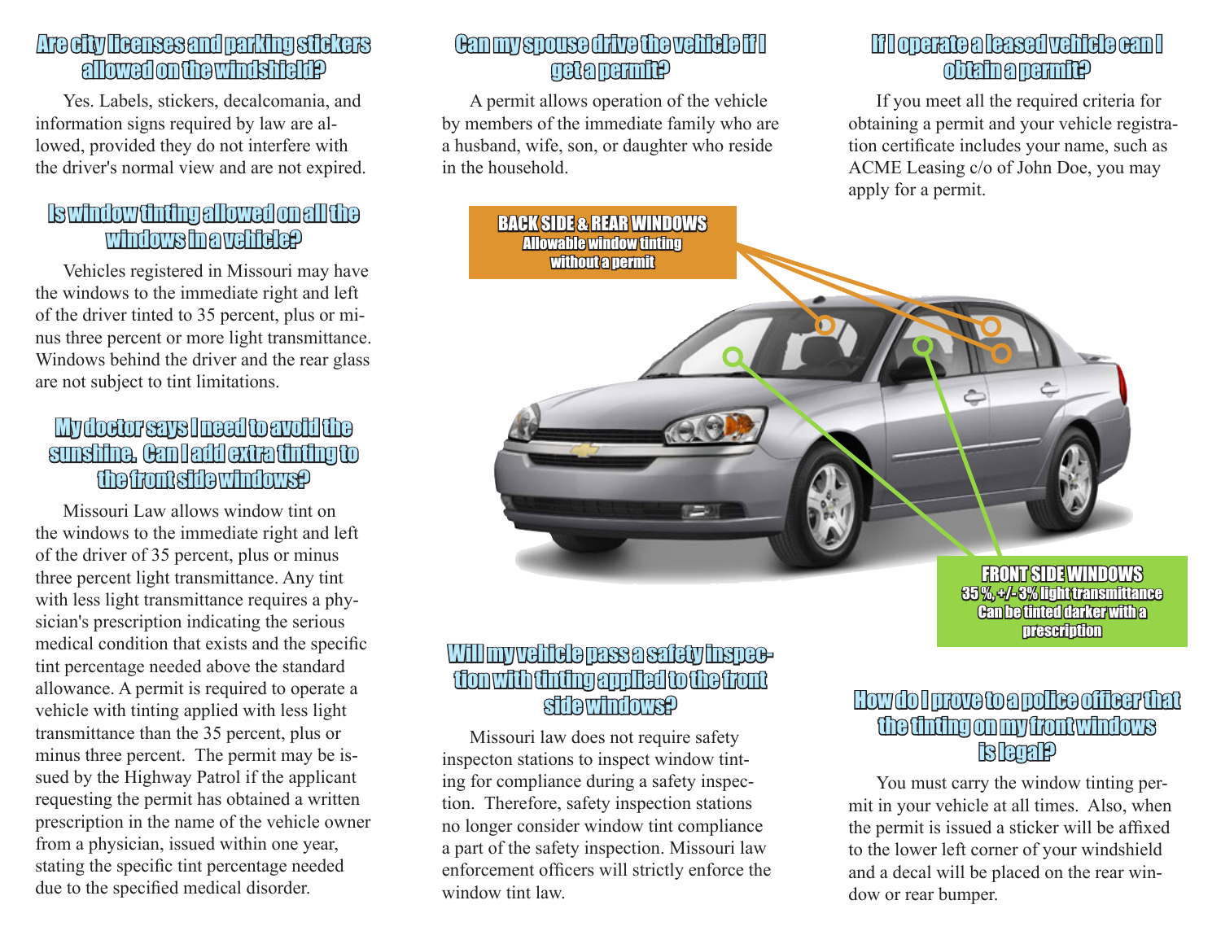## Are city licenses and parking stickers allowed on the windshield?

Yes. Labels, stickers, decalcomania, and information signs required by law are allowed, provided they do not interfere with the driver's normal view and are not expired.

## Is window tinting allowed on all the windows in a vehicle?

Vehicles registered in Missouri may have the windows to the immediate right and left of the driver tinted to 35 percent, plus or minus three percent or more light transmittance. Windows behind the driver and the rear glass are not subject to tint limitations.

## My doctor says I need to avoid the sunshine. Can I add extra tinting to the front side windows?

Missouri Law allows window tint on the windows to the immediate right and left of the driver of 35 percent, plus or minus three percent light transmittance. Any tint with less light transmittance requires a physician's prescription indicating the serious medical condition that exists and the specific tint percentage needed above the standard allowance. A permit is required to operate a vehicle with tinting applied with less light transmittance than the 35 percent, plus or minus three percent. The permit may be issued by the Highway Patrol if the applicant requesting the permit has obtained a written prescription in the name of the vehicle owner from a physician, issued within one year, stating the specific tint percentage needed due to the specified medical disorder.

## Can my spouse drive the vehicle if I get a permit?

A permit allows operation of the vehicle by members of the immediate family who are a husband, wife, son, or daughter who reside in the household.

**BACK SIDE & REAR WINDOWS**
Allowable window tinting without a permit

**FRONT SIDE WINDOWS**
35 %, +/- 3% light transmittance
Can be tinted darker with a prescription

## Will my vehicle pass a safety inspection with tinting applied to the front side windows?

Missouri law does not require safety inspecton stations to inspect window tinting for compliance during a safety inspection. Therefore, safety inspection stations no longer consider window tint compliance a part of the safety inspection. Missouri law enforcement officers will strictly enforce the window tint law.

## If I operate a leased vehicle can I obtain a permit?

If you meet all the required criteria for obtaining a permit and your vehicle registration certificate includes your name, such as ACME Leasing c/o of John Doe, you may apply for a permit.

## How do I prove to a police officer that the tinting on my front windows is legal?

You must carry the window tinting permit in your vehicle at all times. Also, when the permit is issued a sticker will be affixed to the lower left corner of your windshield and a decal will be placed on the rear window or rear bumper.